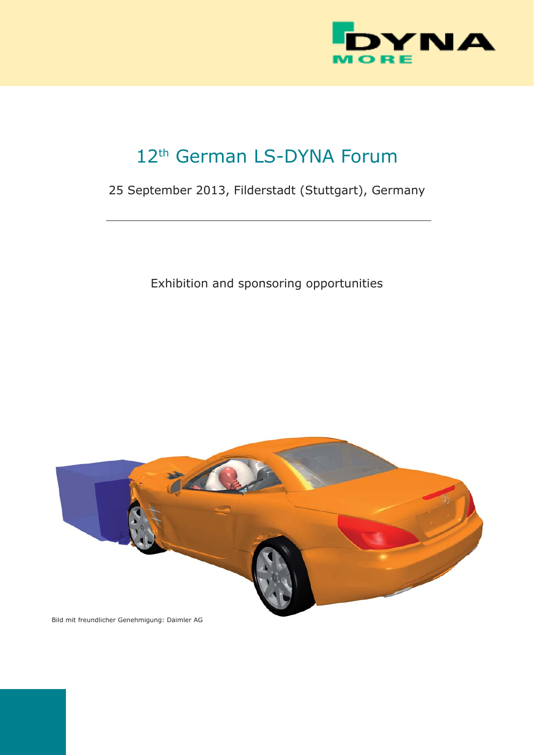# 12th German LS-DYNA Forum

25 September 2013, Filderstadt (Stuttgart), Germany

---

Exhibition and sponsoring opportunities

Bild mit freundlicher Genehmigung: Daimler AG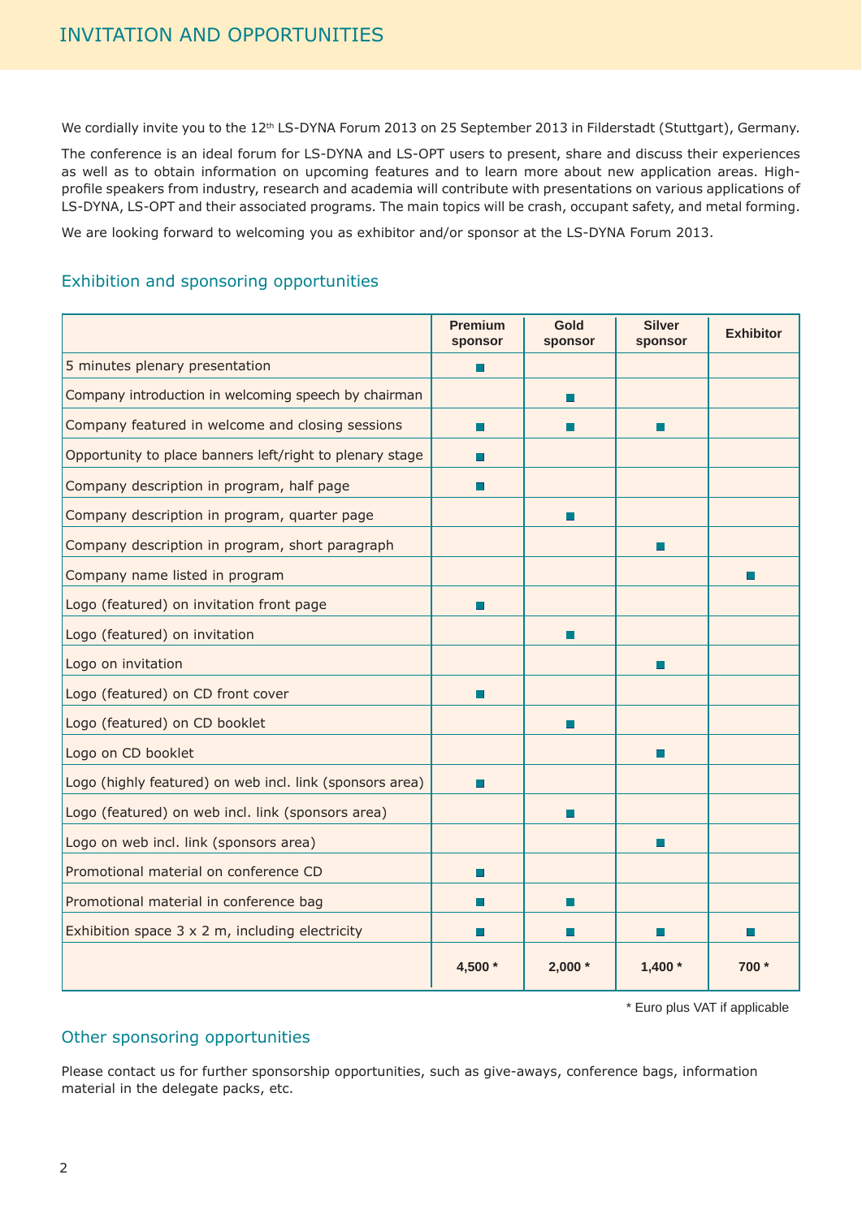# INVITATION AND OPPORTUNITIES

We cordially invite you to the 12th LS-DYNA Forum 2013 on 25 September 2013 in Filderstadt (Stuttgart), Germany.

The conference is an ideal forum for LS-DYNA and LS-OPT users to present, share and discuss their experiences as well as to obtain information on upcoming features and to learn more about new application areas. High-profile speakers from industry, research and academia will contribute with presentations on various applications of LS-DYNA, LS-OPT and their associated programs. The main topics will be crash, occupant safety, and metal forming.

We are looking forward to welcoming you as exhibitor and/or sponsor at the LS-DYNA Forum 2013.

## Exhibition and sponsoring opportunities

| | Premium sponsor | Gold sponsor | Silver sponsor | Exhibitor |
|---|---|---|---|---|
| 5 minutes plenary presentation | ■ | | | |
| Company introduction in welcoming speech by chairman | | ■ | | |
| Company featured in welcome and closing sessions | ■ | ■ | ■ | |
| Opportunity to place banners left/right to plenary stage | ■ | | | |
| Company description in program, half page | ■ | | | |
| Company description in program, quarter page | | ■ | | |
| Company description in program, short paragraph | | | ■ | |
| Company name listed in program | | | | ■ |
| Logo (featured) on invitation front page | ■ | | | |
| Logo (featured) on invitation | | ■ | | |
| Logo on invitation | | | ■ | |
| Logo (featured) on CD front cover | ■ | | | |
| Logo (featured) on CD booklet | | ■ | | |
| Logo on CD booklet | | | ■ | |
| Logo (highly featured) on web incl. link (sponsors area) | ■ | | | |
| Logo (featured) on web incl. link (sponsors area) | | ■ | | |
| Logo on web incl. link (sponsors area) | | | ■ | |
| Promotional material on conference CD | ■ | | | |
| Promotional material in conference bag | ■ | ■ | | |
| Exhibition space 3 x 2 m, including electricity | ■ | ■ | ■ | ■ |
| | **4,500 *** | **2,000 *** | **1,400 *** | **700 *** |

* Euro plus VAT if applicable

## Other sponsoring opportunities

Please contact us for further sponsorship opportunities, such as give-aways, conference bags, information material in the delegate packs, etc.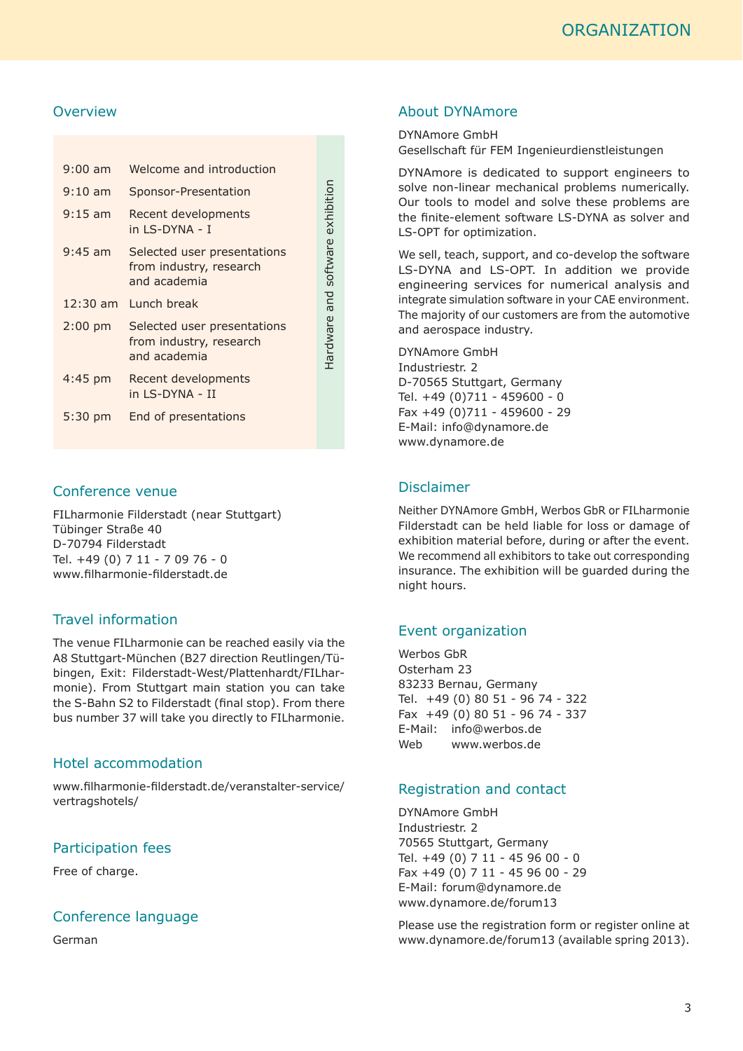# ORGANIZATION

## Overview

| | | |
|---|---|---|
| 9:00 am | Welcome and introduction | Hardware and software exhibition |
| 9:10 am | Sponsor-Presentation | |
| 9:15 am | Recent developments in LS-DYNA - I | |
| 9:45 am | Selected user presentations from industry, research and academia | |
| 12:30 am | Lunch break | |
| 2:00 pm | Selected user presentations from industry, research and academia | |
| 4:45 pm | Recent developments in LS-DYNA - II | |
| 5:30 pm | End of presentations | |

## Conference venue

FILharmonie Filderstadt (near Stuttgart)
Tübinger Straße 40
D-70794 Filderstadt
Tel. +49 (0) 7 11 - 7 09 76 - 0
www.filharmonie-filderstadt.de

## Travel information

The venue FILharmonie can be reached easily via the A8 Stuttgart-München (B27 direction Reutlingen/Tübingen, Exit: Filderstadt-West/Plattenhardt/FILharmonie). From Stuttgart main station you can take the S-Bahn S2 to Filderstadt (final stop). From there bus number 37 will take you directly to FILharmonie.

## Hotel accommodation

www.filharmonie-filderstadt.de/veranstalter-service/vertragshotels/

## Participation fees

Free of charge.

## Conference language

German

## About DYNAmore

DYNAmore GmbH
Gesellschaft für FEM Ingenieurdienstleistungen

DYNAmore is dedicated to support engineers to solve non-linear mechanical problems numerically. Our tools to model and solve these problems are the finite-element software LS-DYNA as solver and LS-OPT for optimization.

We sell, teach, support, and co-develop the software LS-DYNA and LS-OPT. In addition we provide engineering services for numerical analysis and integrate simulation software in your CAE environment. The majority of our customers are from the automotive and aerospace industry.

DYNAmore GmbH
Industriestr. 2
D-70565 Stuttgart, Germany
Tel. +49 (0)711 - 459600 - 0
Fax +49 (0)711 - 459600 - 29
E-Mail: info@dynamore.de
www.dynamore.de

## Disclaimer

Neither DYNAmore GmbH, Werbos GbR or FILharmonie Filderstadt can be held liable for loss or damage of exhibition material before, during or after the event. We recommend all exhibitors to take out corresponding insurance. The exhibition will be guarded during the night hours.

## Event organization

Werbos GbR
Osterham 23
83233 Bernau, Germany
Tel. +49 (0) 80 51 - 96 74 - 322
Fax +49 (0) 80 51 - 96 74 - 337
E-Mail: info@werbos.de
Web www.werbos.de

## Registration and contact

DYNAmore GmbH
Industriestr. 2
70565 Stuttgart, Germany
Tel. +49 (0) 7 11 - 45 96 00 - 0
Fax +49 (0) 7 11 - 45 96 00 - 29
E-Mail: forum@dynamore.de
www.dynamore.de/forum13

Please use the registration form or register online at www.dynamore.de/forum13 (available spring 2013).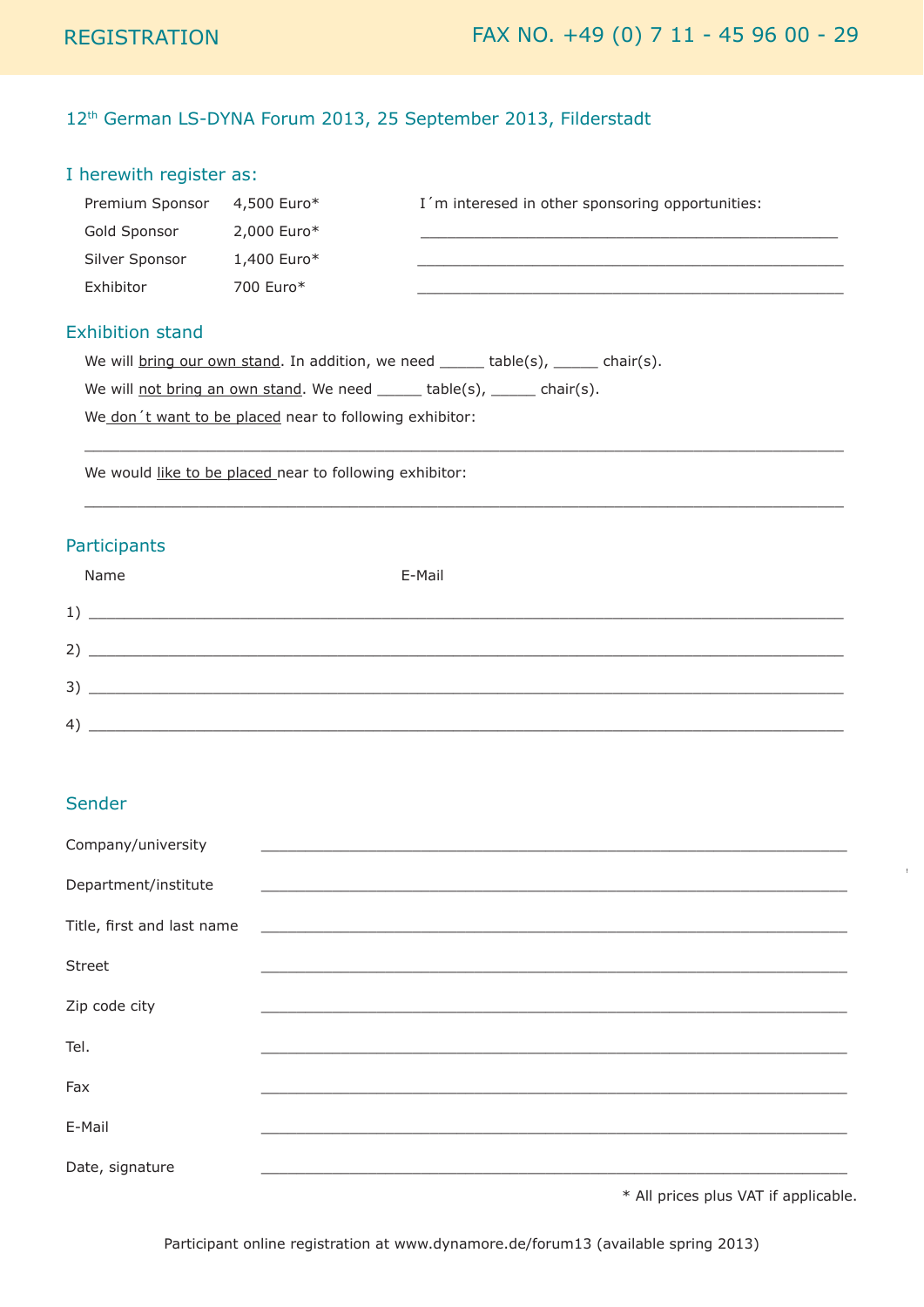REGISTRATION FAX NO. +49 (0) 7 11 - 45 96 00 - 29

## 12th German LS-DYNA Forum 2013, 25 September 2013, Filderstadt

### I herewith register as:

| | |
|---|---|
| Premium Sponsor | 4,500 Euro* |
| Gold Sponsor | 2,000 Euro* |
| Silver Sponsor | 1,400 Euro* |
| Exhibitor | 700 Euro* |

I´m interesed in other sponsoring opportunities:

_______________________________________________

_______________________________________________

_______________________________________________

### Exhibition stand

We will bring our own stand. In addition, we need _____ table(s), _____ chair(s).

We will not bring an own stand. We need _____ table(s), _____ chair(s).

We don´t want to be placed near to following exhibitor:

_______________________________________________________________________________

We would like to be placed near to following exhibitor:

_______________________________________________________________________________

### Participants

Name E-Mail

1) _______________________________________________________________________________

2) _______________________________________________________________________________

3) _______________________________________________________________________________

4) _______________________________________________________________________________

### Sender

Company/university _______________________________________________________________

Department/institute _______________________________________________________________

Title, first and last name _______________________________________________________________

Street _______________________________________________________________

Zip code city _______________________________________________________________

Tel. _______________________________________________________________

Fax _______________________________________________________________

E-Mail _______________________________________________________________

Date, signature _______________________________________________________________

* All prices plus VAT if applicable.

Participant online registration at www.dynamore.de/forum13 (available spring 2013)